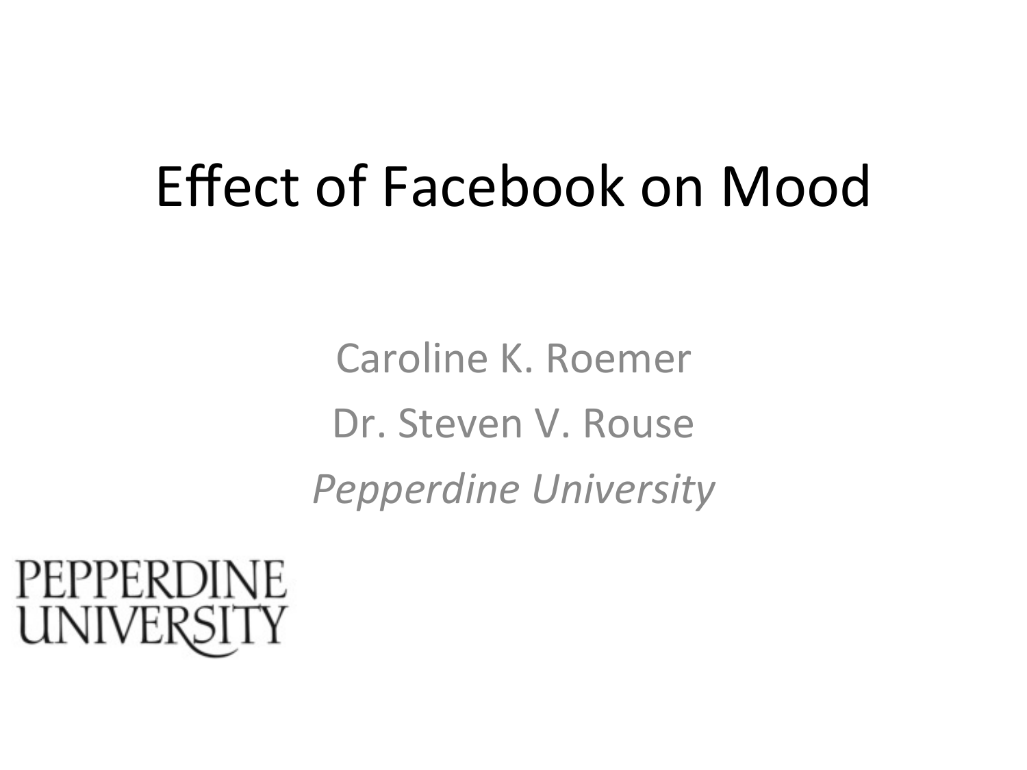# Effect of Facebook on Mood

Caroline K. Roemer

Dr. Steven V. Rouse

*Pepperdine University*

PEPPERDINE UNIVERSITY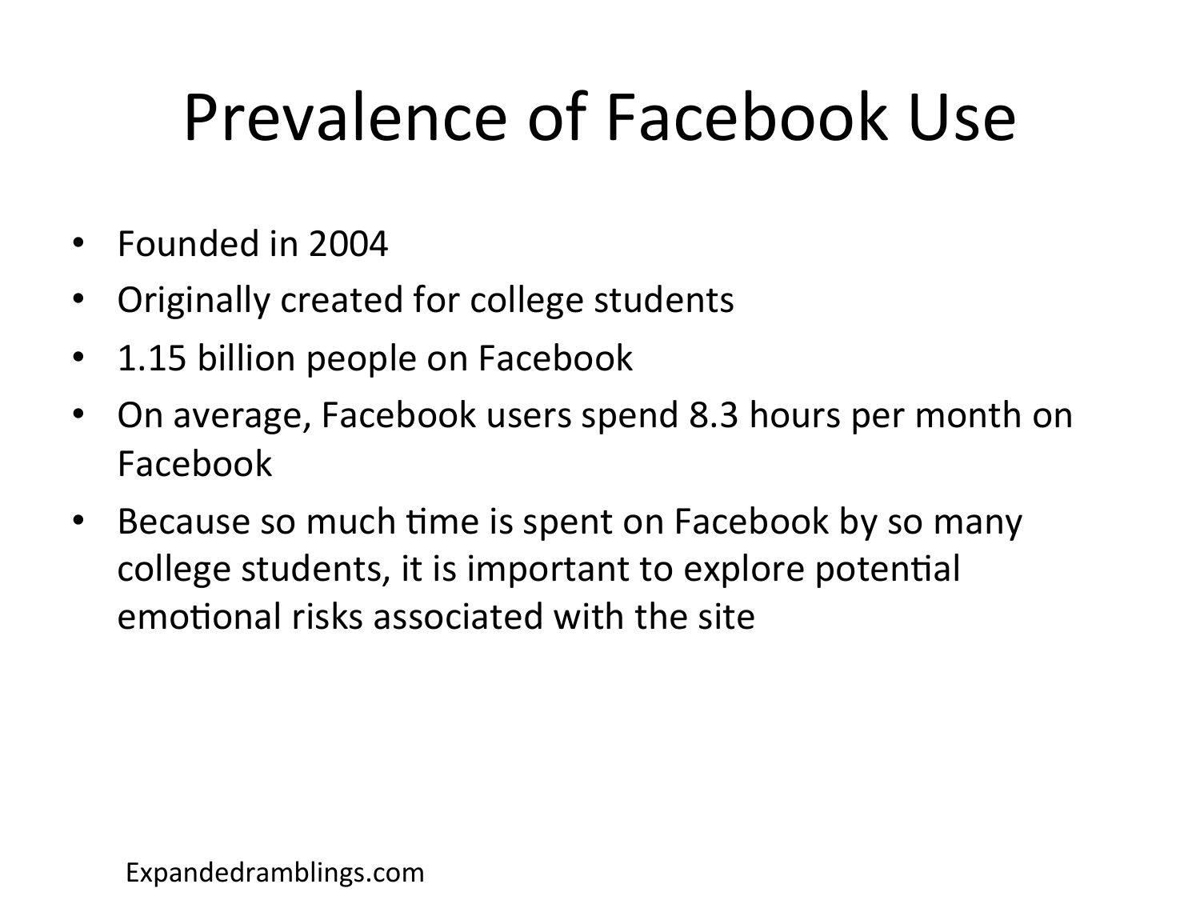# Prevalence of Facebook Use

- Founded in 2004
- Originally created for college students
- 1.15 billion people on Facebook
- On average, Facebook users spend 8.3 hours per month on Facebook
- Because so much time is spent on Facebook by so many college students, it is important to explore potential emotional risks associated with the site

Expandedramblings.com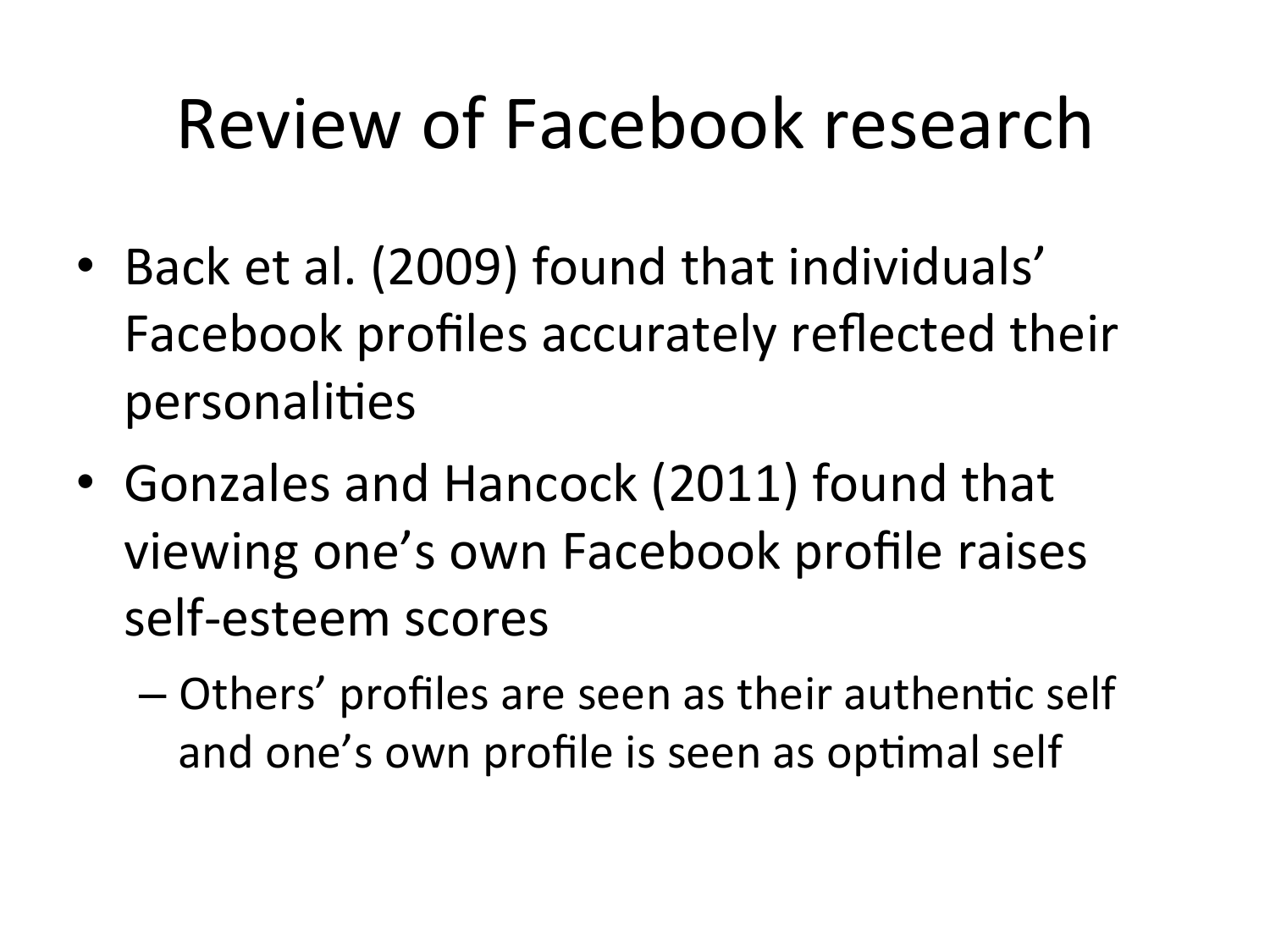# Review of Facebook research

- Back et al. (2009) found that individuals' Facebook profiles accurately reflected their personalities
- Gonzales and Hancock (2011) found that viewing one's own Facebook profile raises self-esteem scores
  - Others' profiles are seen as their authentic self and one's own profile is seen as optimal self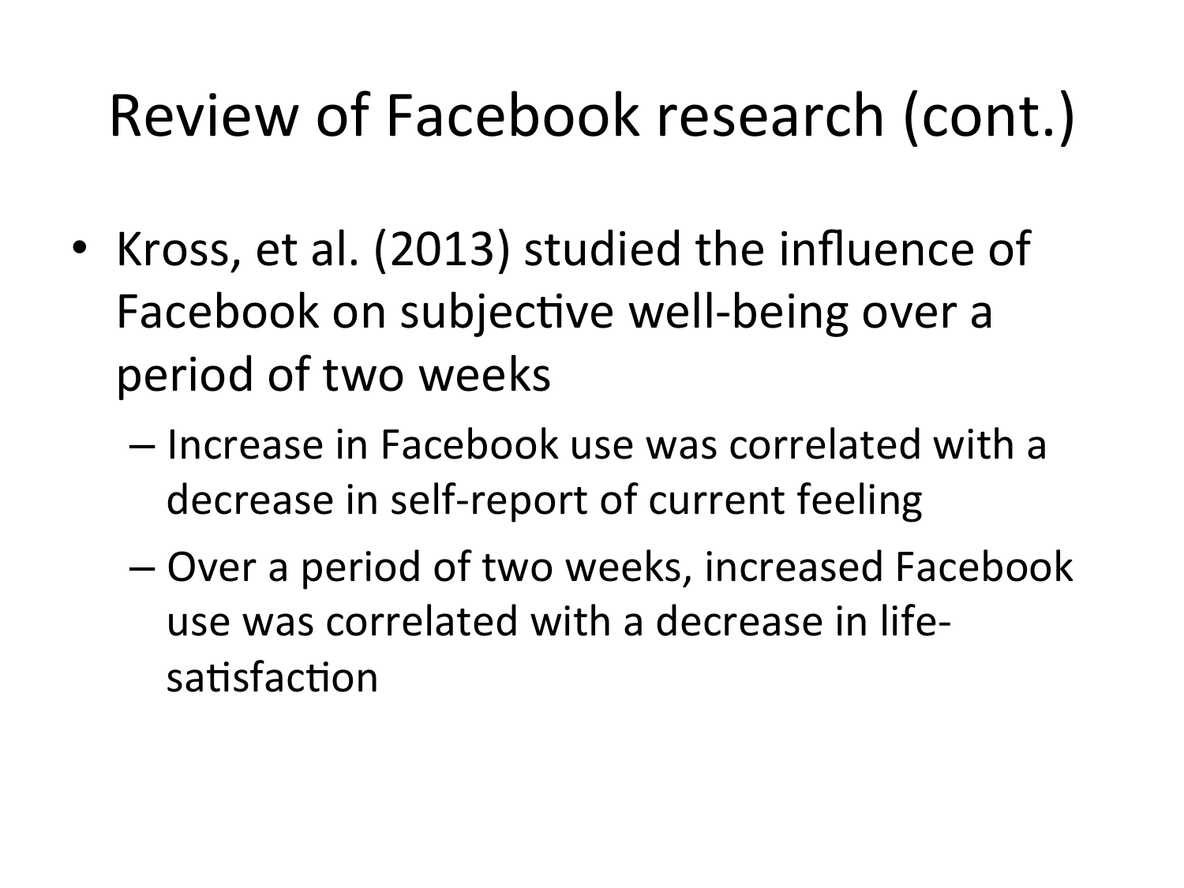# Review of Facebook research (cont.)

- Kross, et al. (2013) studied the influence of Facebook on subjective well-being over a period of two weeks
  - Increase in Facebook use was correlated with a decrease in self-report of current feeling
  - Over a period of two weeks, increased Facebook use was correlated with a decrease in life-satisfaction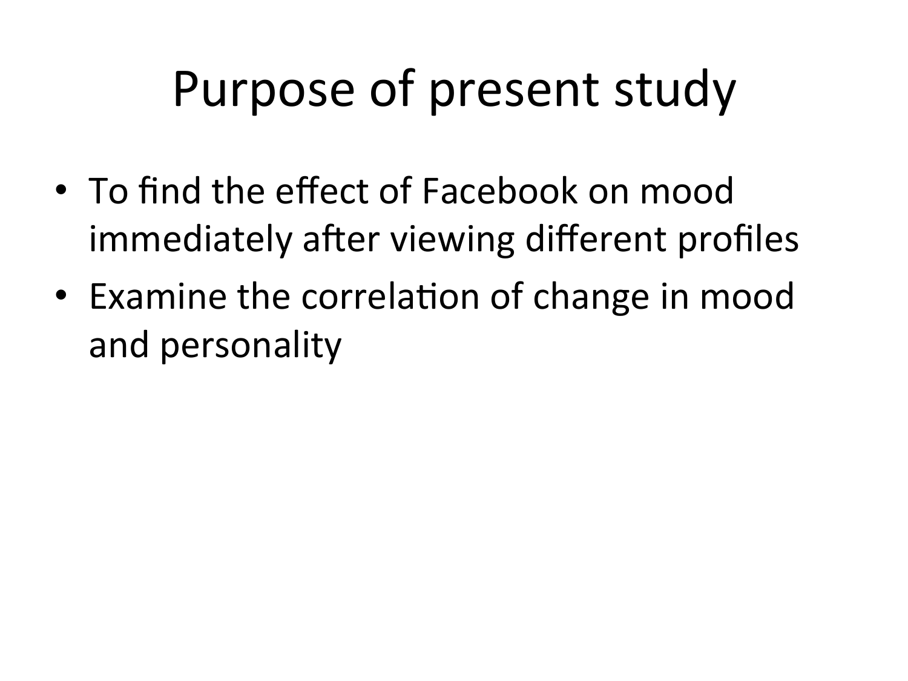# Purpose of present study

- To find the effect of Facebook on mood immediately after viewing different profiles
- Examine the correlation of change in mood and personality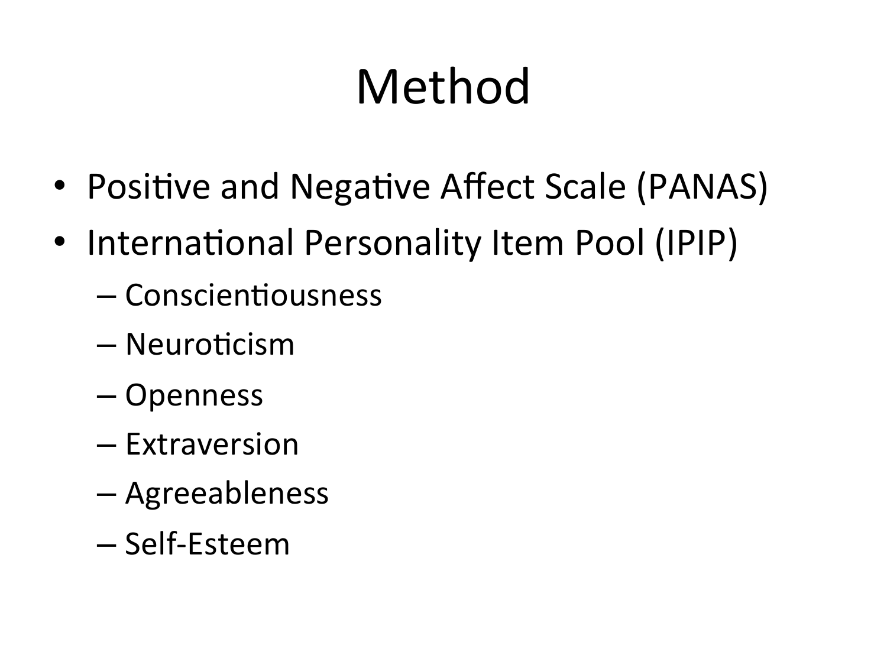# Method

- Positive and Negative Affect Scale (PANAS)
- International Personality Item Pool (IPIP)
  - Conscientiousness
  - Neuroticism
  - Openness
  - Extraversion
  - Agreeableness
  - Self-Esteem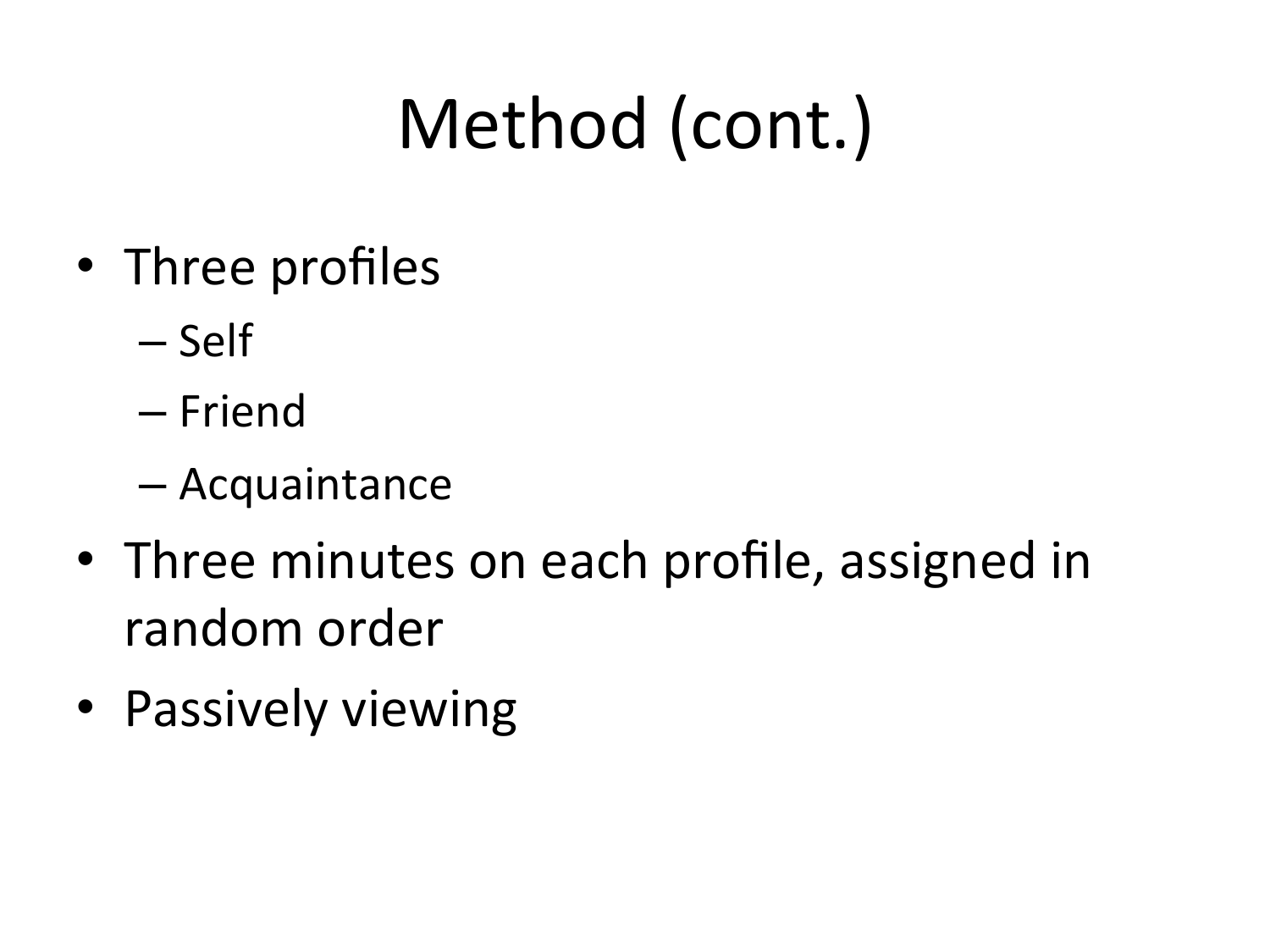# Method (cont.)

- Three profiles
  - Self
  - Friend
  - Acquaintance
- Three minutes on each profile, assigned in random order
- Passively viewing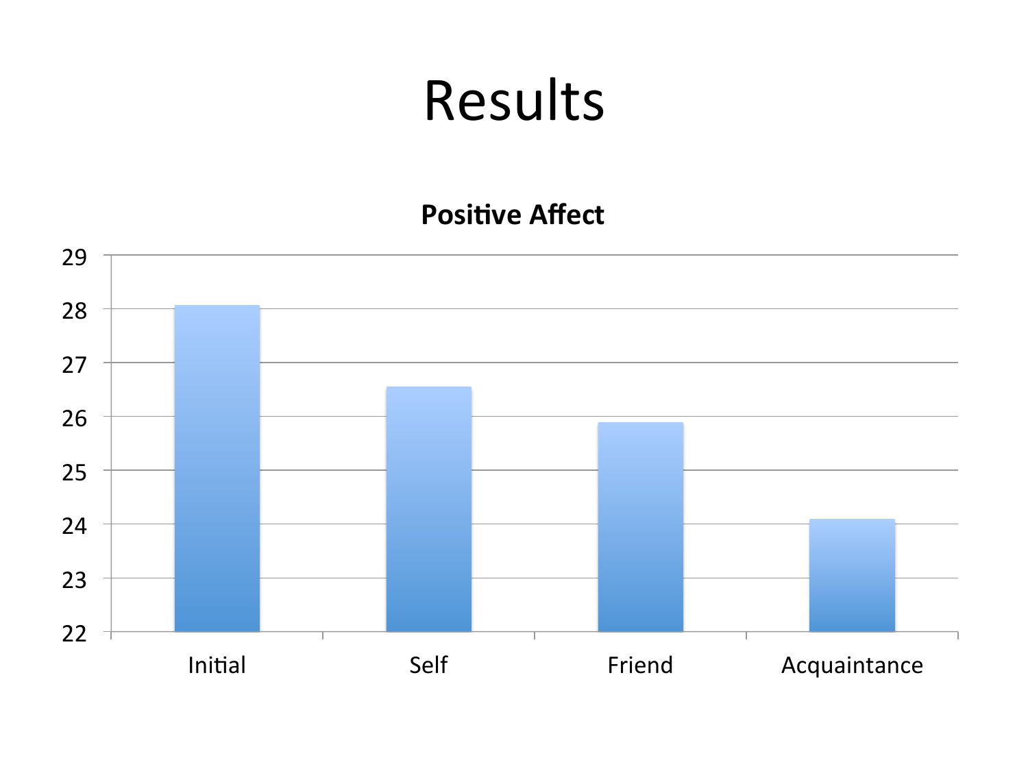# Results

**Positive Affect**

29
28
27
26
25
24
23
22

Initial Self Friend Acquaintance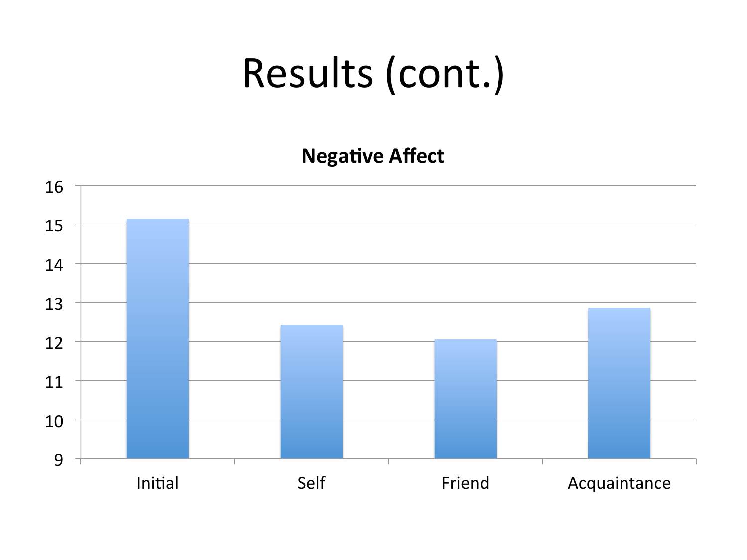# Results (cont.)

**Negative Affect**

| Condition | Negative Affect |
|---|---|
| Initial | ~15.15 |
| Self | ~12.45 |
| Friend | ~12.05 |
| Acquaintance | ~12.85 |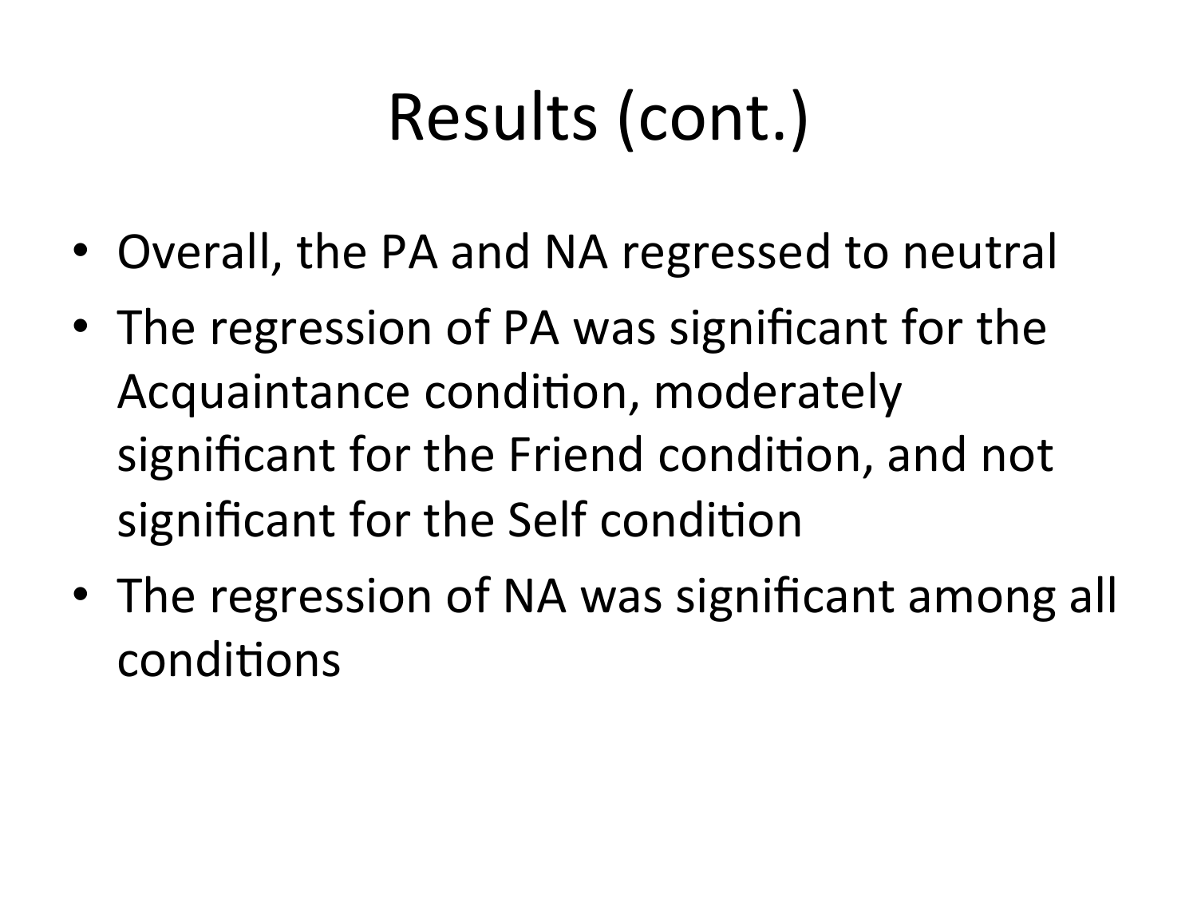# Results (cont.)

- Overall, the PA and NA regressed to neutral
- The regression of PA was significant for the Acquaintance condition, moderately significant for the Friend condition, and not significant for the Self condition
- The regression of NA was significant among all conditions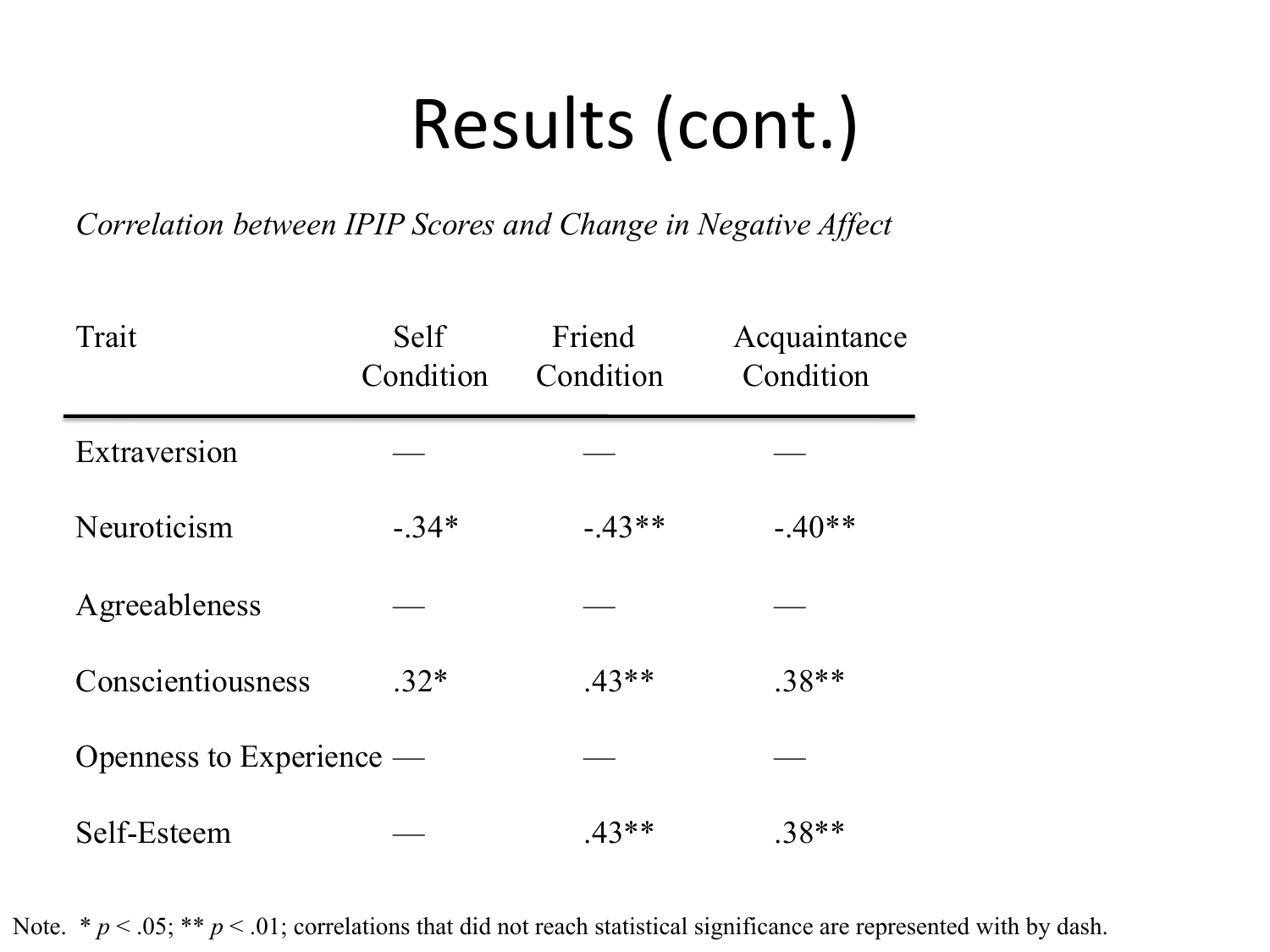# Results (cont.)

*Correlation between IPIP Scores and Change in Negative Affect*

| Trait | Self Condition | Friend Condition | Acquaintance Condition |
|---|---|---|---|
| Extraversion | — | — | — |
| Neuroticism | -.34* | -.43** | -.40** |
| Agreeableness | — | — | — |
| Conscientiousness | .32* | .43** | .38** |
| Openness to Experience | — | — | — |
| Self-Esteem | — | .43** | .38** |

Note. * $p < .05$; ** $p < .01$; correlations that did not reach statistical significance are represented with by dash.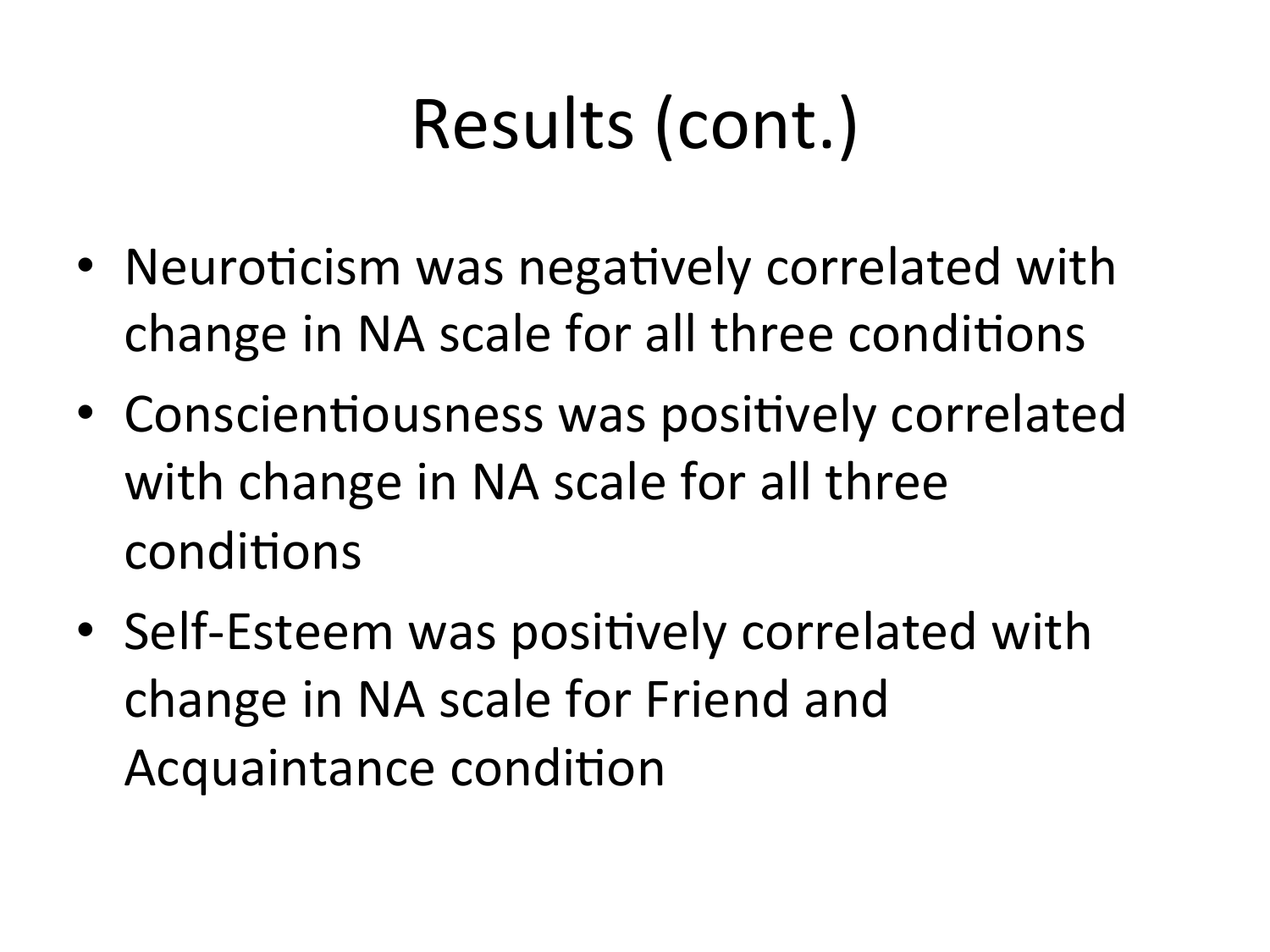# Results (cont.)

- Neuroticism was negatively correlated with change in NA scale for all three conditions
- Conscientiousness was positively correlated with change in NA scale for all three conditions
- Self-Esteem was positively correlated with change in NA scale for Friend and Acquaintance condition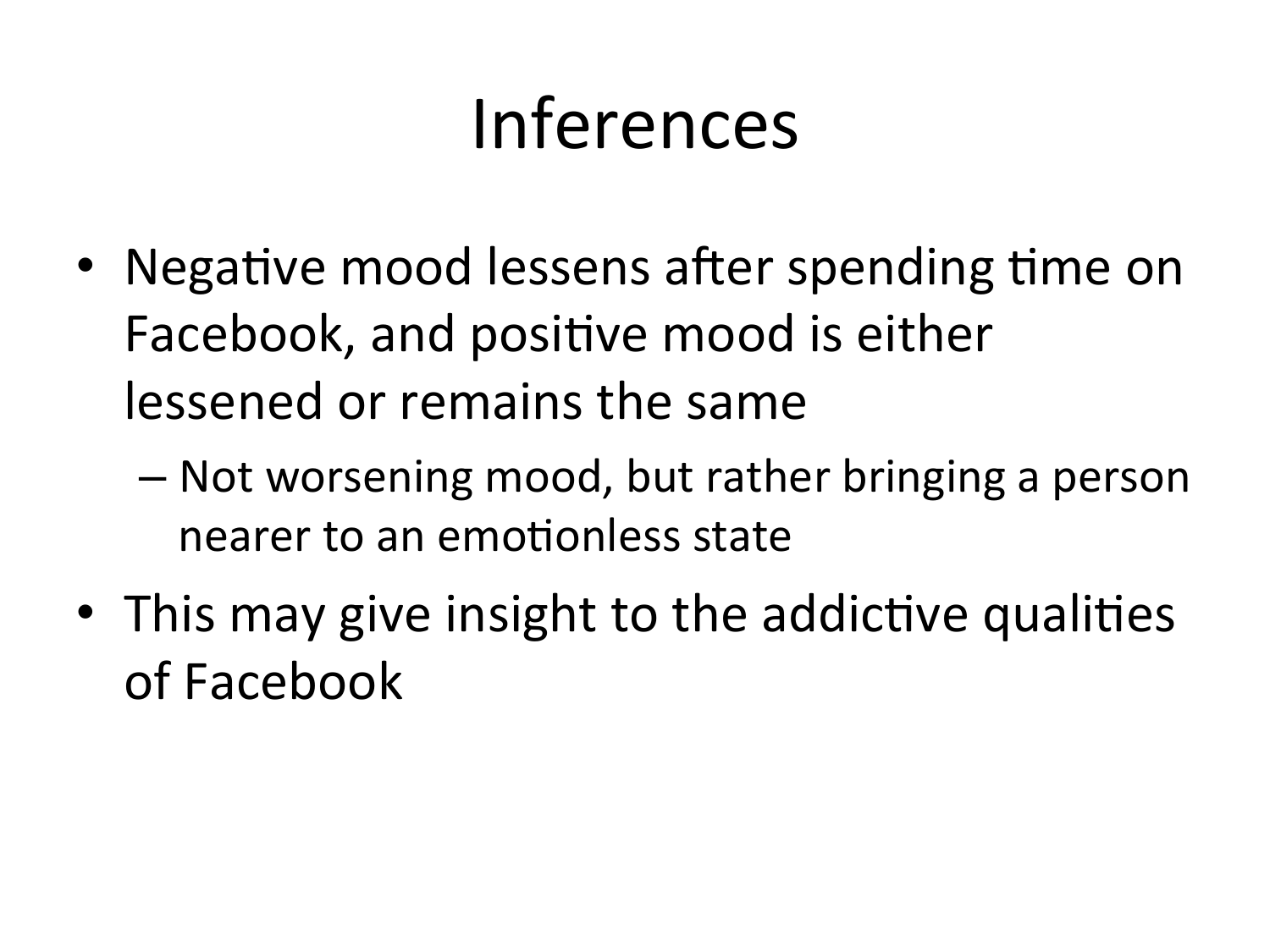# Inferences

- Negative mood lessens after spending time on Facebook, and positive mood is either lessened or remains the same
  - Not worsening mood, but rather bringing a person nearer to an emotionless state
- This may give insight to the addictive qualities of Facebook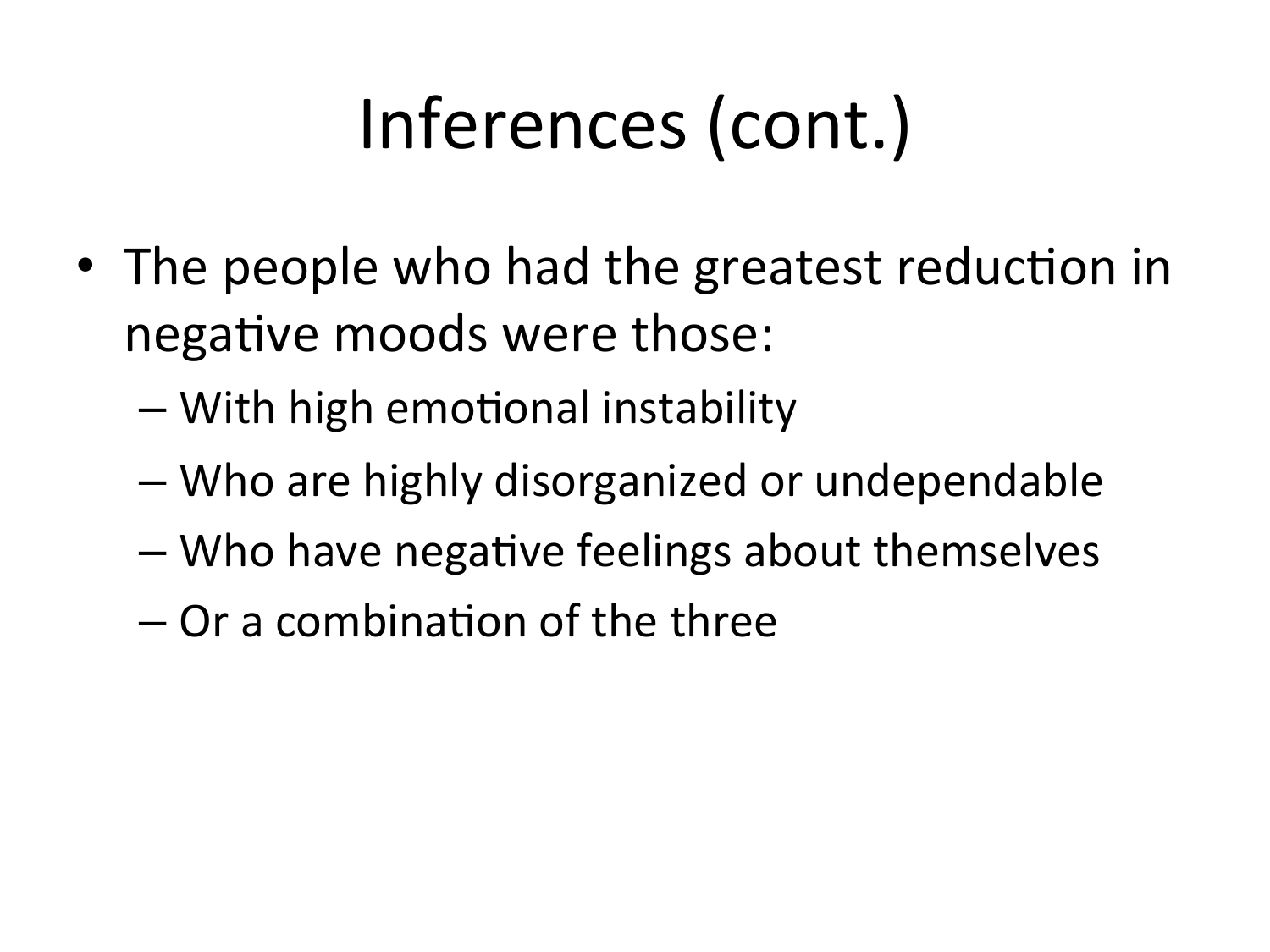# Inferences (cont.)

- The people who had the greatest reduction in negative moods were those:
  - With high emotional instability
  - Who are highly disorganized or undependable
  - Who have negative feelings about themselves
  - Or a combination of the three